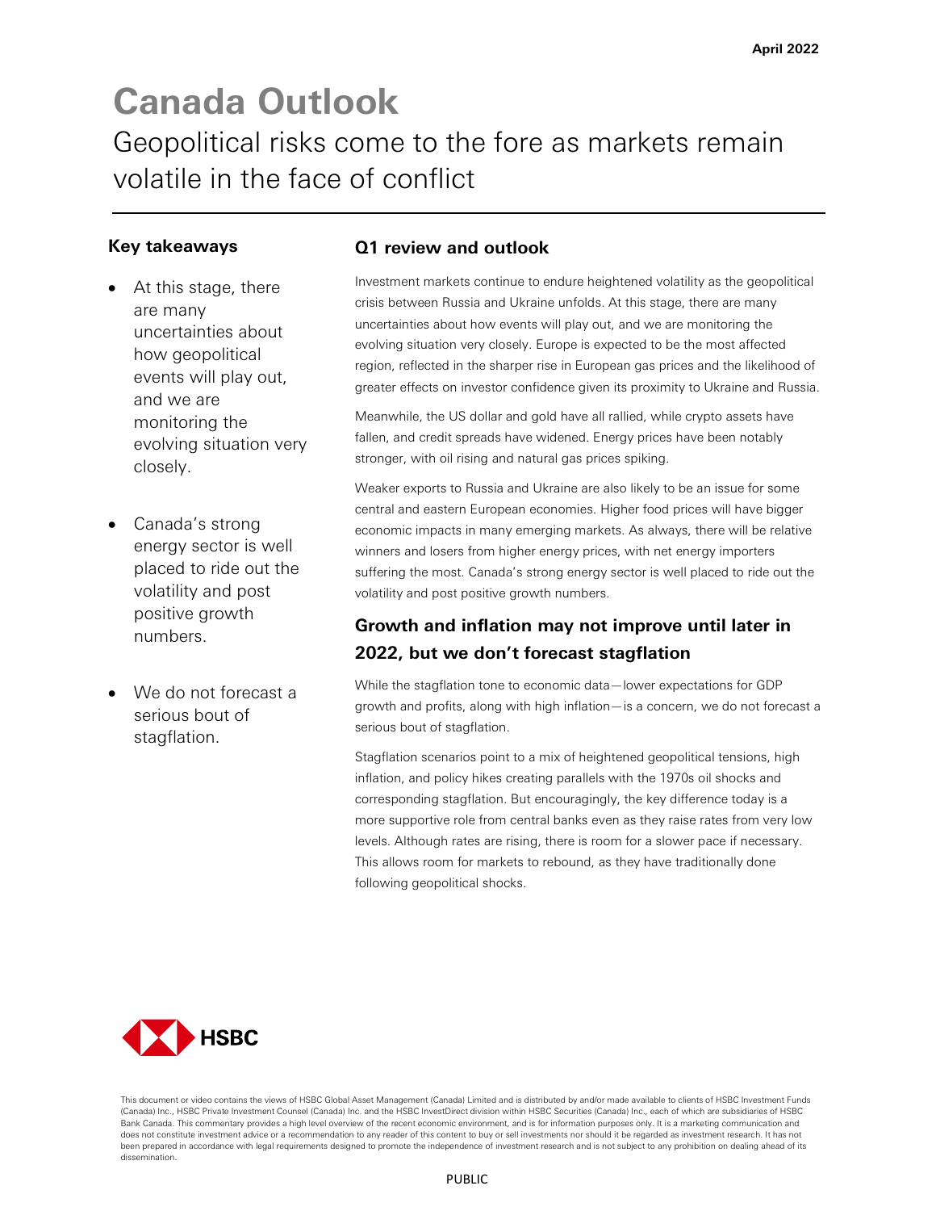April 2022

# Canada Outlook

Geopolitical risks come to the fore as markets remain volatile in the face of conflict

### Key takeaways

- At this stage, there are many uncertainties about how geopolitical events will play out, and we are monitoring the evolving situation very closely.
- Canada's strong energy sector is well placed to ride out the volatility and post positive growth numbers.
- We do not forecast a serious bout of stagflation.

## Q1 review and outlook

Investment markets continue to endure heightened volatility as the geopolitical crisis between Russia and Ukraine unfolds. At this stage, there are many uncertainties about how events will play out, and we are monitoring the evolving situation very closely. Europe is expected to be the most affected region, reflected in the sharper rise in European gas prices and the likelihood of greater effects on investor confidence given its proximity to Ukraine and Russia.

Meanwhile, the US dollar and gold have all rallied, while crypto assets have fallen, and credit spreads have widened. Energy prices have been notably stronger, with oil rising and natural gas prices spiking.

Weaker exports to Russia and Ukraine are also likely to be an issue for some central and eastern European economies. Higher food prices will have bigger economic impacts in many emerging markets. As always, there will be relative winners and losers from higher energy prices, with net energy importers suffering the most. Canada's strong energy sector is well placed to ride out the volatility and post positive growth numbers.

## Growth and inflation may not improve until later in 2022, but we don't forecast stagflation

While the stagflation tone to economic data—lower expectations for GDP growth and profits, along with high inflation—is a concern, we do not forecast a serious bout of stagflation.

Stagflation scenarios point to a mix of heightened geopolitical tensions, high inflation, and policy hikes creating parallels with the 1970s oil shocks and corresponding stagflation. But encouragingly, the key difference today is a more supportive role from central banks even as they raise rates from very low levels. Although rates are rising, there is room for a slower pace if necessary. This allows room for markets to rebound, as they have traditionally done following geopolitical shocks.

HSBC

This document or video contains the views of HSBC Global Asset Management (Canada) Limited and is distributed by and/or made available to clients of HSBC Investment Funds (Canada) Inc., HSBC Private Investment Counsel (Canada) Inc. and the HSBC InvestDirect division within HSBC Securities (Canada) Inc., each of which are subsidiaries of HSBC Bank Canada. This commentary provides a high level overview of the recent economic environment, and is for information purposes only. It is a marketing communication and does not constitute investment advice or a recommendation to any reader of this content to buy or sell investments nor should it be regarded as investment research. It has not been prepared in accordance with legal requirements designed to promote the independence of investment research and is not subject to any prohibition on dealing ahead of its dissemination.

PUBLIC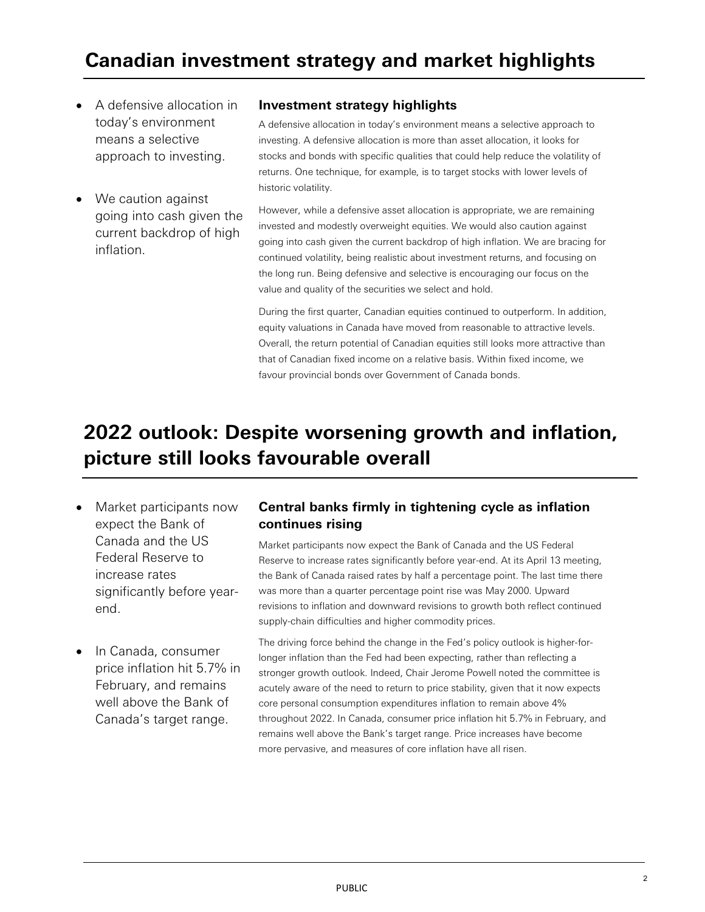# Canadian investment strategy and market highlights

- A defensive allocation in today's environment means a selective approach to investing.
- We caution against going into cash given the current backdrop of high inflation.

### Investment strategy highlights

A defensive allocation in today's environment means a selective approach to investing. A defensive allocation is more than asset allocation, it looks for stocks and bonds with specific qualities that could help reduce the volatility of returns. One technique, for example, is to target stocks with lower levels of historic volatility.

However, while a defensive asset allocation is appropriate, we are remaining invested and modestly overweight equities. We would also caution against going into cash given the current backdrop of high inflation. We are bracing for continued volatility, being realistic about investment returns, and focusing on the long run. Being defensive and selective is encouraging our focus on the value and quality of the securities we select and hold.

During the first quarter, Canadian equities continued to outperform. In addition, equity valuations in Canada have moved from reasonable to attractive levels. Overall, the return potential of Canadian equities still looks more attractive than that of Canadian fixed income on a relative basis. Within fixed income, we favour provincial bonds over Government of Canada bonds.

# 2022 outlook: Despite worsening growth and inflation, picture still looks favourable overall

- Market participants now expect the Bank of Canada and the US Federal Reserve to increase rates significantly before year-end.
- In Canada, consumer price inflation hit 5.7% in February, and remains well above the Bank of Canada's target range.

### Central banks firmly in tightening cycle as inflation continues rising

Market participants now expect the Bank of Canada and the US Federal Reserve to increase rates significantly before year-end. At its April 13 meeting, the Bank of Canada raised rates by half a percentage point. The last time there was more than a quarter percentage point rise was May 2000. Upward revisions to inflation and downward revisions to growth both reflect continued supply-chain difficulties and higher commodity prices.

The driving force behind the change in the Fed's policy outlook is higher-for-longer inflation than the Fed had been expecting, rather than reflecting a stronger growth outlook. Indeed, Chair Jerome Powell noted the committee is acutely aware of the need to return to price stability, given that it now expects core personal consumption expenditures inflation to remain above 4% throughout 2022. In Canada, consumer price inflation hit 5.7% in February, and remains well above the Bank's target range. Price increases have become more pervasive, and measures of core inflation have all risen.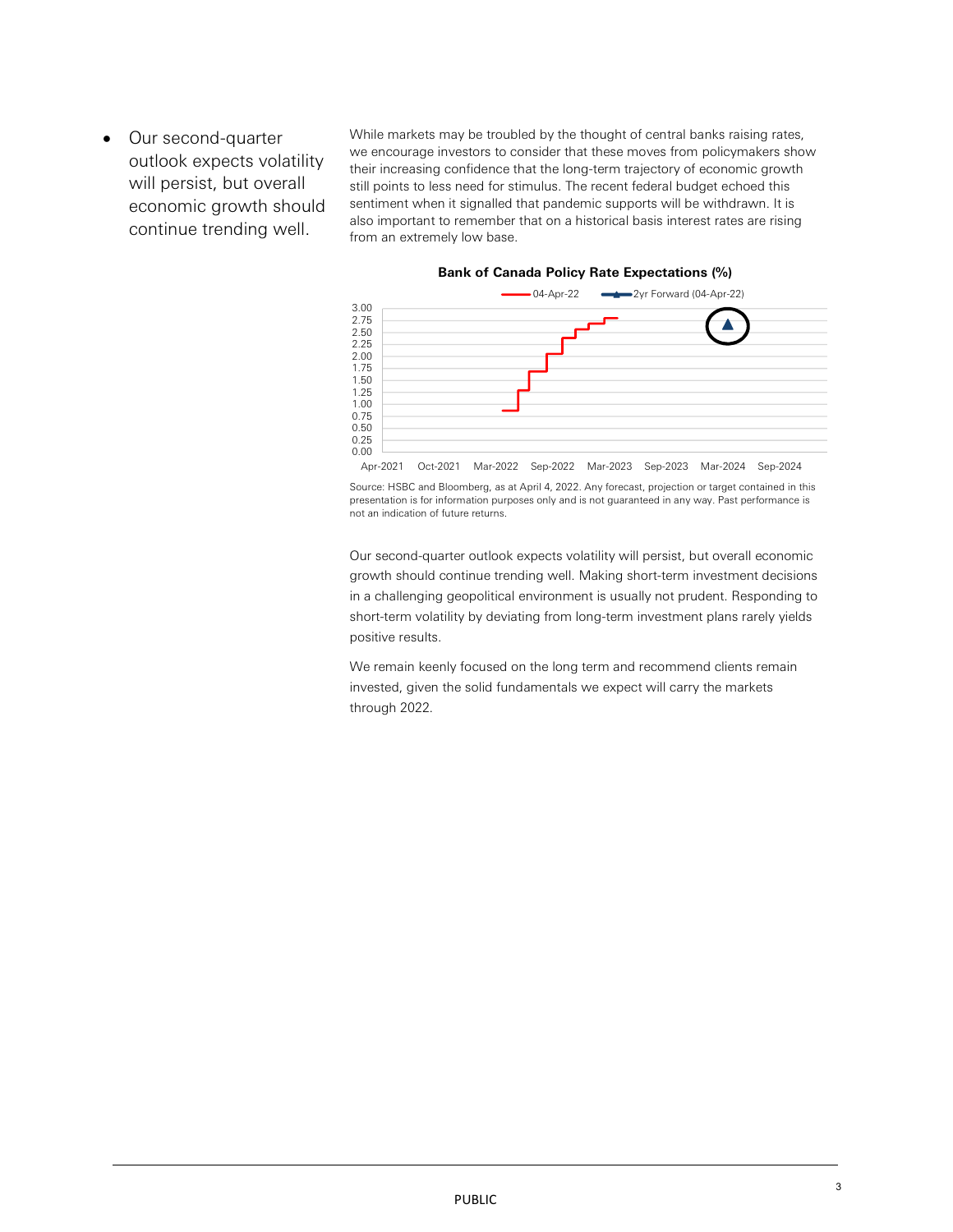- Our second-quarter outlook expects volatility will persist, but overall economic growth should continue trending well.

While markets may be troubled by the thought of central banks raising rates, we encourage investors to consider that these moves from policymakers show their increasing confidence that the long-term trajectory of economic growth still points to less need for stimulus. The recent federal budget echoed this sentiment when it signalled that pandemic supports will be withdrawn. It is also important to remember that on a historical basis interest rates are rising from an extremely low base.

**Bank of Canada Policy Rate Expectations (%)**

Source: HSBC and Bloomberg, as at April 4, 2022. Any forecast, projection or target contained in this presentation is for information purposes only and is not guaranteed in any way. Past performance is not an indication of future returns.

Our second-quarter outlook expects volatility will persist, but overall economic growth should continue trending well. Making short-term investment decisions in a challenging geopolitical environment is usually not prudent. Responding to short-term volatility by deviating from long-term investment plans rarely yields positive results.

We remain keenly focused on the long term and recommend clients remain invested, given the solid fundamentals we expect will carry the markets through 2022.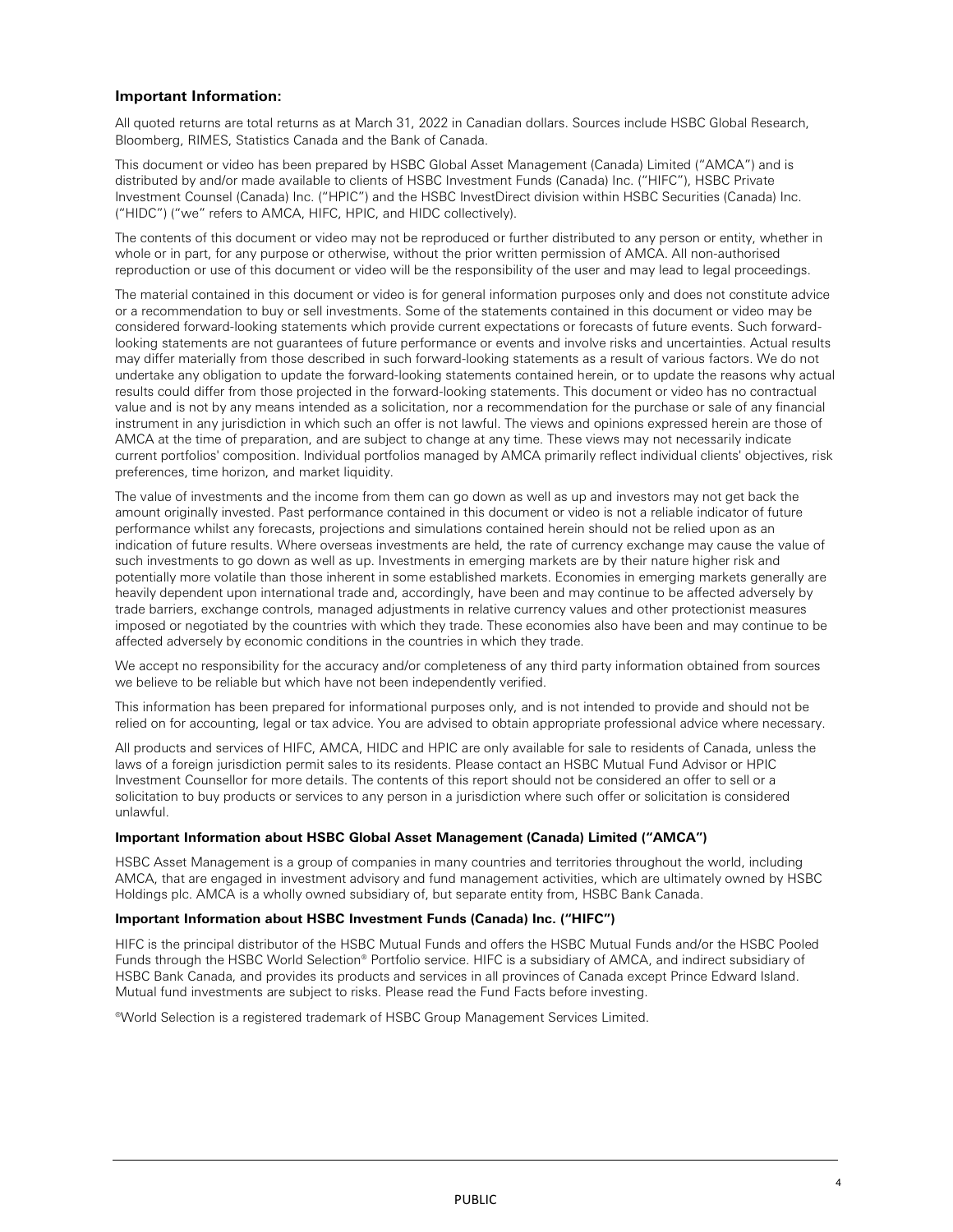### Important Information:

All quoted returns are total returns as at March 31, 2022 in Canadian dollars. Sources include HSBC Global Research, Bloomberg, RIMES, Statistics Canada and the Bank of Canada.

This document or video has been prepared by HSBC Global Asset Management (Canada) Limited ("AMCA") and is distributed by and/or made available to clients of HSBC Investment Funds (Canada) Inc. ("HIFC"), HSBC Private Investment Counsel (Canada) Inc. ("HPIC") and the HSBC InvestDirect division within HSBC Securities (Canada) Inc. ("HIDC") ("we" refers to AMCA, HIFC, HPIC, and HIDC collectively).

The contents of this document or video may not be reproduced or further distributed to any person or entity, whether in whole or in part, for any purpose or otherwise, without the prior written permission of AMCA. All non-authorised reproduction or use of this document or video will be the responsibility of the user and may lead to legal proceedings.

The material contained in this document or video is for general information purposes only and does not constitute advice or a recommendation to buy or sell investments. Some of the statements contained in this document or video may be considered forward-looking statements which provide current expectations or forecasts of future events. Such forward-looking statements are not guarantees of future performance or events and involve risks and uncertainties. Actual results may differ materially from those described in such forward-looking statements as a result of various factors. We do not undertake any obligation to update the forward-looking statements contained herein, or to update the reasons why actual results could differ from those projected in the forward-looking statements. This document or video has no contractual value and is not by any means intended as a solicitation, nor a recommendation for the purchase or sale of any financial instrument in any jurisdiction in which such an offer is not lawful. The views and opinions expressed herein are those of AMCA at the time of preparation, and are subject to change at any time. These views may not necessarily indicate current portfolios' composition. Individual portfolios managed by AMCA primarily reflect individual clients' objectives, risk preferences, time horizon, and market liquidity.

The value of investments and the income from them can go down as well as up and investors may not get back the amount originally invested. Past performance contained in this document or video is not a reliable indicator of future performance whilst any forecasts, projections and simulations contained herein should not be relied upon as an indication of future results. Where overseas investments are held, the rate of currency exchange may cause the value of such investments to go down as well as up. Investments in emerging markets are by their nature higher risk and potentially more volatile than those inherent in some established markets. Economies in emerging markets generally are heavily dependent upon international trade and, accordingly, have been and may continue to be affected adversely by trade barriers, exchange controls, managed adjustments in relative currency values and other protectionist measures imposed or negotiated by the countries with which they trade. These economies also have been and may continue to be affected adversely by economic conditions in the countries in which they trade.

We accept no responsibility for the accuracy and/or completeness of any third party information obtained from sources we believe to be reliable but which have not been independently verified.

This information has been prepared for informational purposes only, and is not intended to provide and should not be relied on for accounting, legal or tax advice. You are advised to obtain appropriate professional advice where necessary.

All products and services of HIFC, AMCA, HIDC and HPIC are only available for sale to residents of Canada, unless the laws of a foreign jurisdiction permit sales to its residents. Please contact an HSBC Mutual Fund Advisor or HPIC Investment Counsellor for more details. The contents of this report should not be considered an offer to sell or a solicitation to buy products or services to any person in a jurisdiction where such offer or solicitation is considered unlawful.

**Important Information about HSBC Global Asset Management (Canada) Limited ("AMCA")**

HSBC Asset Management is a group of companies in many countries and territories throughout the world, including AMCA, that are engaged in investment advisory and fund management activities, which are ultimately owned by HSBC Holdings plc. AMCA is a wholly owned subsidiary of, but separate entity from, HSBC Bank Canada.

**Important Information about HSBC Investment Funds (Canada) Inc. ("HIFC")**

HIFC is the principal distributor of the HSBC Mutual Funds and offers the HSBC Mutual Funds and/or the HSBC Pooled Funds through the HSBC World Selection® Portfolio service. HIFC is a subsidiary of AMCA, and indirect subsidiary of HSBC Bank Canada, and provides its products and services in all provinces of Canada except Prince Edward Island. Mutual fund investments are subject to risks. Please read the Fund Facts before investing.

®World Selection is a registered trademark of HSBC Group Management Services Limited.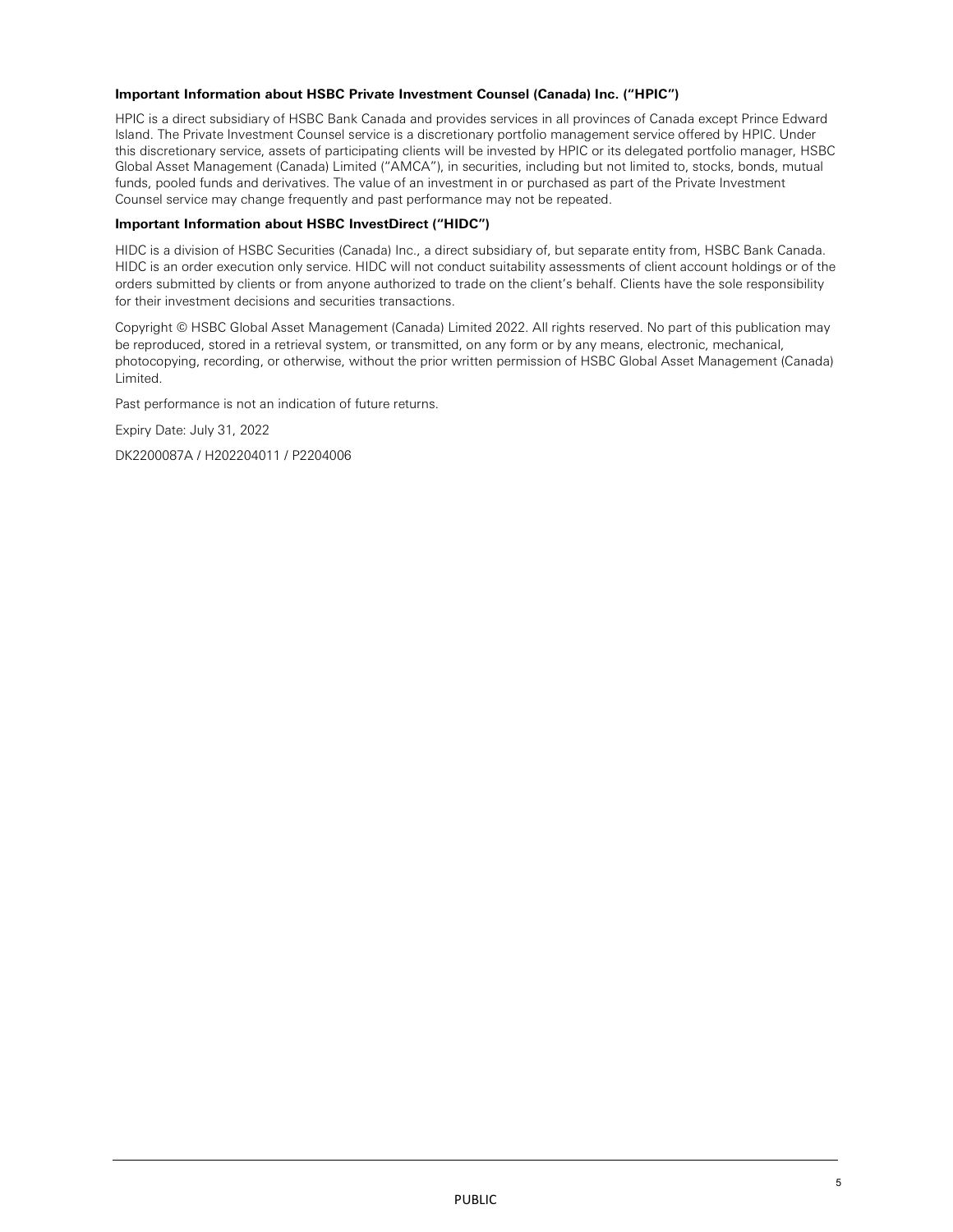**Important Information about HSBC Private Investment Counsel (Canada) Inc. ("HPIC")**

HPIC is a direct subsidiary of HSBC Bank Canada and provides services in all provinces of Canada except Prince Edward Island. The Private Investment Counsel service is a discretionary portfolio management service offered by HPIC. Under this discretionary service, assets of participating clients will be invested by HPIC or its delegated portfolio manager, HSBC Global Asset Management (Canada) Limited ("AMCA"), in securities, including but not limited to, stocks, bonds, mutual funds, pooled funds and derivatives. The value of an investment in or purchased as part of the Private Investment Counsel service may change frequently and past performance may not be repeated.

**Important Information about HSBC InvestDirect ("HIDC")**

HIDC is a division of HSBC Securities (Canada) Inc., a direct subsidiary of, but separate entity from, HSBC Bank Canada. HIDC is an order execution only service. HIDC will not conduct suitability assessments of client account holdings or of the orders submitted by clients or from anyone authorized to trade on the client's behalf. Clients have the sole responsibility for their investment decisions and securities transactions.

Copyright © HSBC Global Asset Management (Canada) Limited 2022. All rights reserved. No part of this publication may be reproduced, stored in a retrieval system, or transmitted, on any form or by any means, electronic, mechanical, photocopying, recording, or otherwise, without the prior written permission of HSBC Global Asset Management (Canada) Limited.

Past performance is not an indication of future returns.

Expiry Date: July 31, 2022

DK2200087A / H202204011 / P2204006

PUBLIC